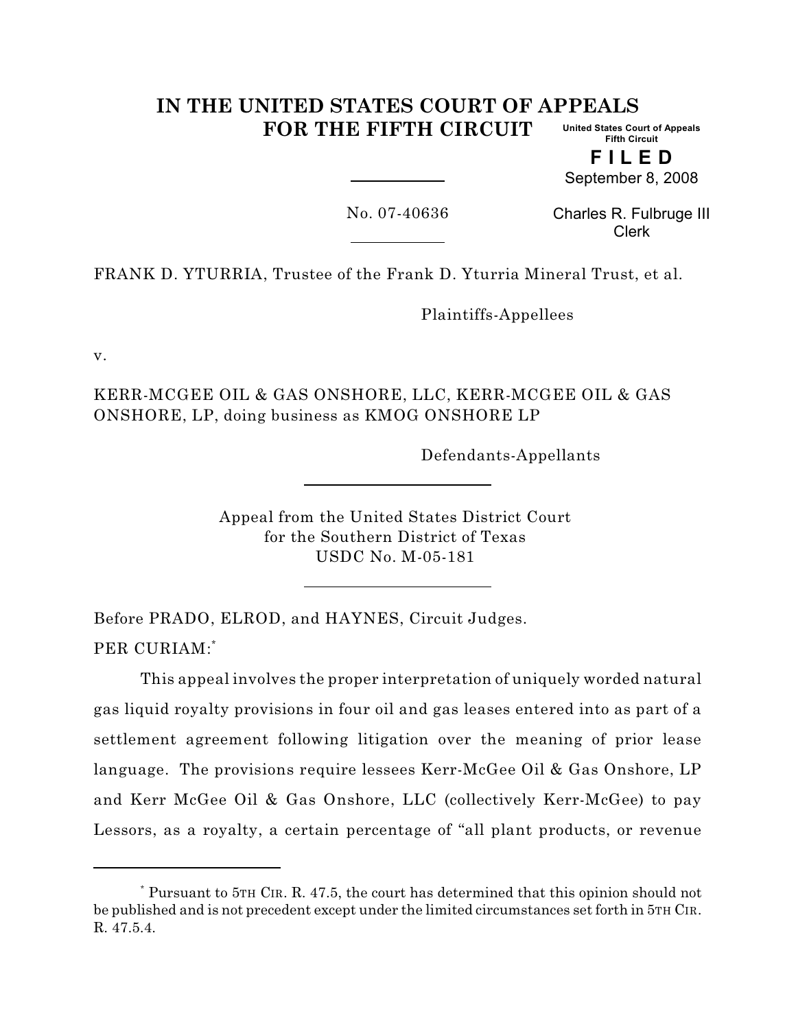# IN THE UNITED STATES COURT OF APPEALS FOR THE FIFTH CIRCUIT

United States Court of Appeals
Fifth Circuit

**F I L E D**

September 8, 2008

Charles R. Fulbruge III
Clerk

No. 07-40636

FRANK D. YTURRIA, Trustee of the Frank D. Yturria Mineral Trust, et al.

Plaintiffs-Appellees

v.

KERR-MCGEE OIL & GAS ONSHORE, LLC, KERR-MCGEE OIL & GAS ONSHORE, LP, doing business as KMOG ONSHORE LP

Defendants-Appellants

Appeal from the United States District Court
for the Southern District of Texas
USDC No. M-05-181

Before PRADO, ELROD, and HAYNES, Circuit Judges.

PER CURIAM:[*]

This appeal involves the proper interpretation of uniquely worded natural gas liquid royalty provisions in four oil and gas leases entered into as part of a settlement agreement following litigation over the meaning of prior lease language. The provisions require lessees Kerr-McGee Oil & Gas Onshore, LP and Kerr McGee Oil & Gas Onshore, LLC (collectively Kerr-McGee) to pay Lessors, as a royalty, a certain percentage of "all plant products, or revenue

[*] Pursuant to 5TH CIR. R. 47.5, the court has determined that this opinion should not be published and is not precedent except under the limited circumstances set forth in 5TH CIR. R. 47.5.4.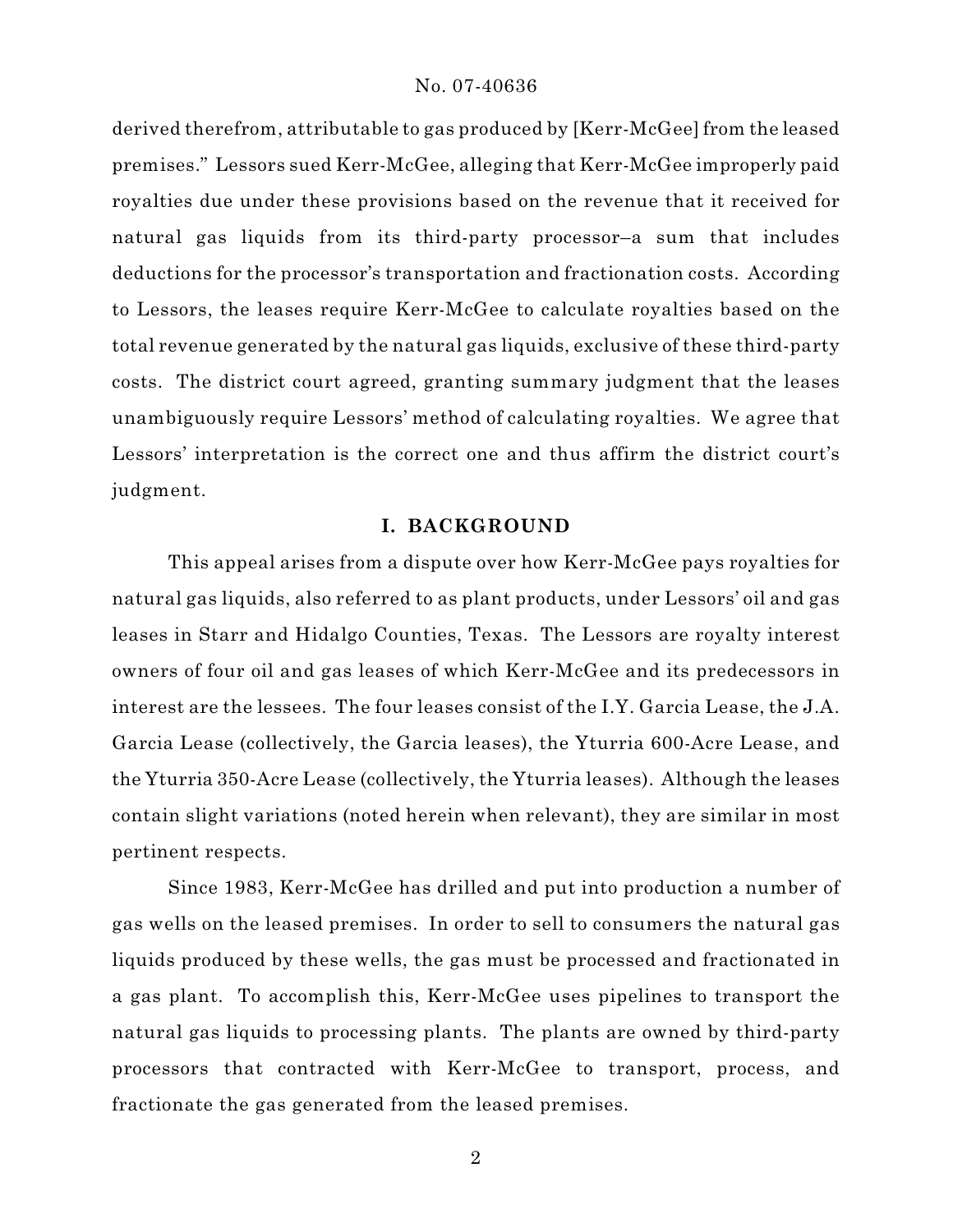derived therefrom, attributable to gas produced by [Kerr-McGee] from the leased premises." Lessors sued Kerr-McGee, alleging that Kerr-McGee improperly paid royalties due under these provisions based on the revenue that it received for natural gas liquids from its third-party processor–a sum that includes deductions for the processor's transportation and fractionation costs. According to Lessors, the leases require Kerr-McGee to calculate royalties based on the total revenue generated by the natural gas liquids, exclusive of these third-party costs. The district court agreed, granting summary judgment that the leases unambiguously require Lessors' method of calculating royalties. We agree that Lessors' interpretation is the correct one and thus affirm the district court's judgment.

## I. BACKGROUND

This appeal arises from a dispute over how Kerr-McGee pays royalties for natural gas liquids, also referred to as plant products, under Lessors' oil and gas leases in Starr and Hidalgo Counties, Texas. The Lessors are royalty interest owners of four oil and gas leases of which Kerr-McGee and its predecessors in interest are the lessees. The four leases consist of the I.Y. Garcia Lease, the J.A. Garcia Lease (collectively, the Garcia leases), the Yturria 600-Acre Lease, and the Yturria 350-Acre Lease (collectively, the Yturria leases). Although the leases contain slight variations (noted herein when relevant), they are similar in most pertinent respects.

Since 1983, Kerr-McGee has drilled and put into production a number of gas wells on the leased premises. In order to sell to consumers the natural gas liquids produced by these wells, the gas must be processed and fractionated in a gas plant. To accomplish this, Kerr-McGee uses pipelines to transport the natural gas liquids to processing plants. The plants are owned by third-party processors that contracted with Kerr-McGee to transport, process, and fractionate the gas generated from the leased premises.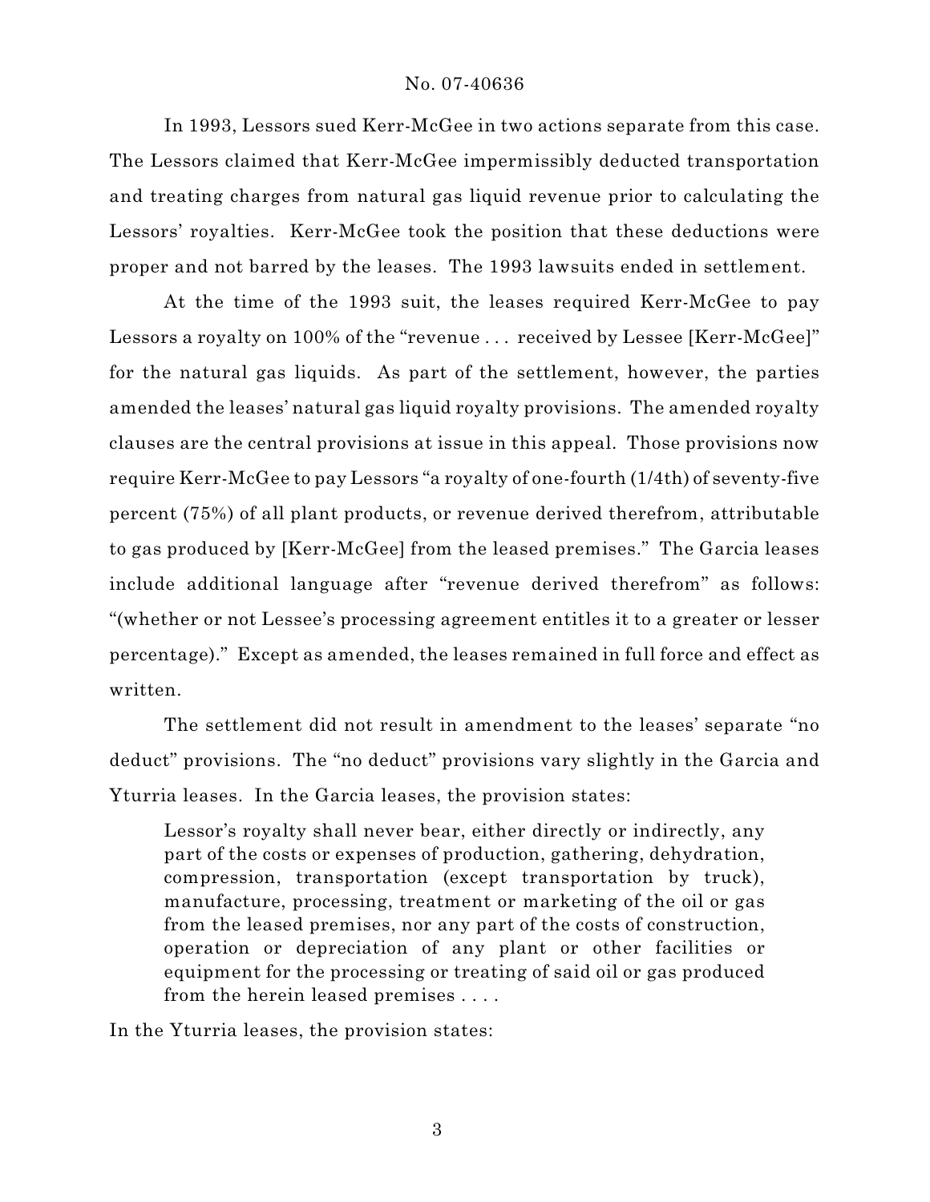In 1993, Lessors sued Kerr-McGee in two actions separate from this case. The Lessors claimed that Kerr-McGee impermissibly deducted transportation and treating charges from natural gas liquid revenue prior to calculating the Lessors' royalties. Kerr-McGee took the position that these deductions were proper and not barred by the leases. The 1993 lawsuits ended in settlement.

At the time of the 1993 suit, the leases required Kerr-McGee to pay Lessors a royalty on 100% of the "revenue . . . received by Lessee [Kerr-McGee]" for the natural gas liquids. As part of the settlement, however, the parties amended the leases' natural gas liquid royalty provisions. The amended royalty clauses are the central provisions at issue in this appeal. Those provisions now require Kerr-McGee to pay Lessors "a royalty of one-fourth (1/4th) of seventy-five percent (75%) of all plant products, or revenue derived therefrom, attributable to gas produced by [Kerr-McGee] from the leased premises." The Garcia leases include additional language after "revenue derived therefrom" as follows: "(whether or not Lessee's processing agreement entitles it to a greater or lesser percentage)." Except as amended, the leases remained in full force and effect as written.

The settlement did not result in amendment to the leases' separate "no deduct" provisions. The "no deduct" provisions vary slightly in the Garcia and Yturria leases. In the Garcia leases, the provision states:

> Lessor's royalty shall never bear, either directly or indirectly, any part of the costs or expenses of production, gathering, dehydration, compression, transportation (except transportation by truck), manufacture, processing, treatment or marketing of the oil or gas from the leased premises, nor any part of the costs of construction, operation or depreciation of any plant or other facilities or equipment for the processing or treating of said oil or gas produced from the herein leased premises . . . .

In the Yturria leases, the provision states: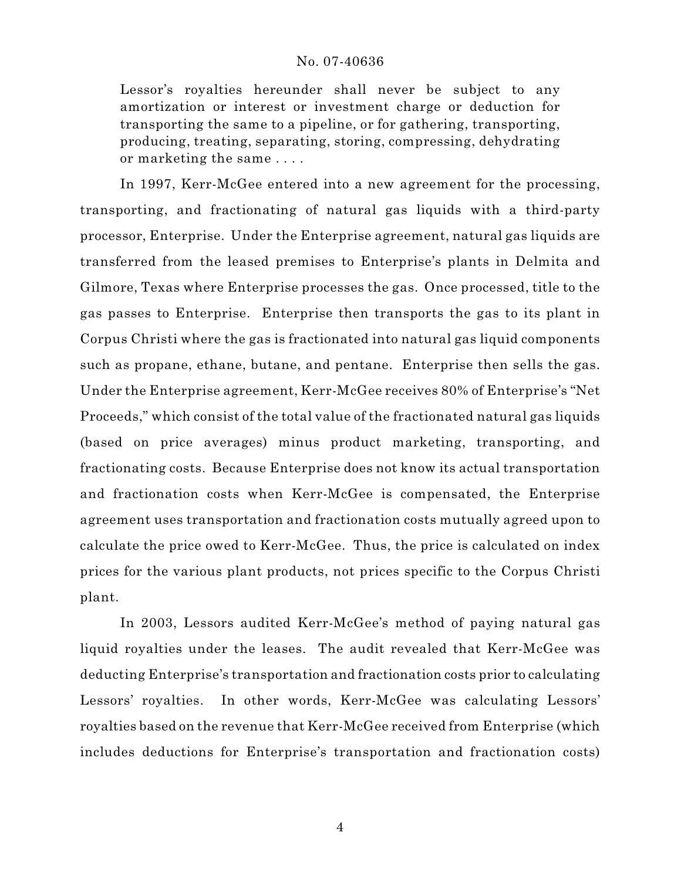> Lessor's royalties hereunder shall never be subject to any amortization or interest or investment charge or deduction for transporting the same to a pipeline, or for gathering, transporting, producing, treating, separating, storing, compressing, dehydrating or marketing the same . . . .

In 1997, Kerr-McGee entered into a new agreement for the processing, transporting, and fractionating of natural gas liquids with a third-party processor, Enterprise. Under the Enterprise agreement, natural gas liquids are transferred from the leased premises to Enterprise's plants in Delmita and Gilmore, Texas where Enterprise processes the gas. Once processed, title to the gas passes to Enterprise. Enterprise then transports the gas to its plant in Corpus Christi where the gas is fractionated into natural gas liquid components such as propane, ethane, butane, and pentane. Enterprise then sells the gas. Under the Enterprise agreement, Kerr-McGee receives 80% of Enterprise's "Net Proceeds," which consist of the total value of the fractionated natural gas liquids (based on price averages) minus product marketing, transporting, and fractionating costs. Because Enterprise does not know its actual transportation and fractionation costs when Kerr-McGee is compensated, the Enterprise agreement uses transportation and fractionation costs mutually agreed upon to calculate the price owed to Kerr-McGee. Thus, the price is calculated on index prices for the various plant products, not prices specific to the Corpus Christi plant.

In 2003, Lessors audited Kerr-McGee's method of paying natural gas liquid royalties under the leases. The audit revealed that Kerr-McGee was deducting Enterprise's transportation and fractionation costs prior to calculating Lessors' royalties. In other words, Kerr-McGee was calculating Lessors' royalties based on the revenue that Kerr-McGee received from Enterprise (which includes deductions for Enterprise's transportation and fractionation costs)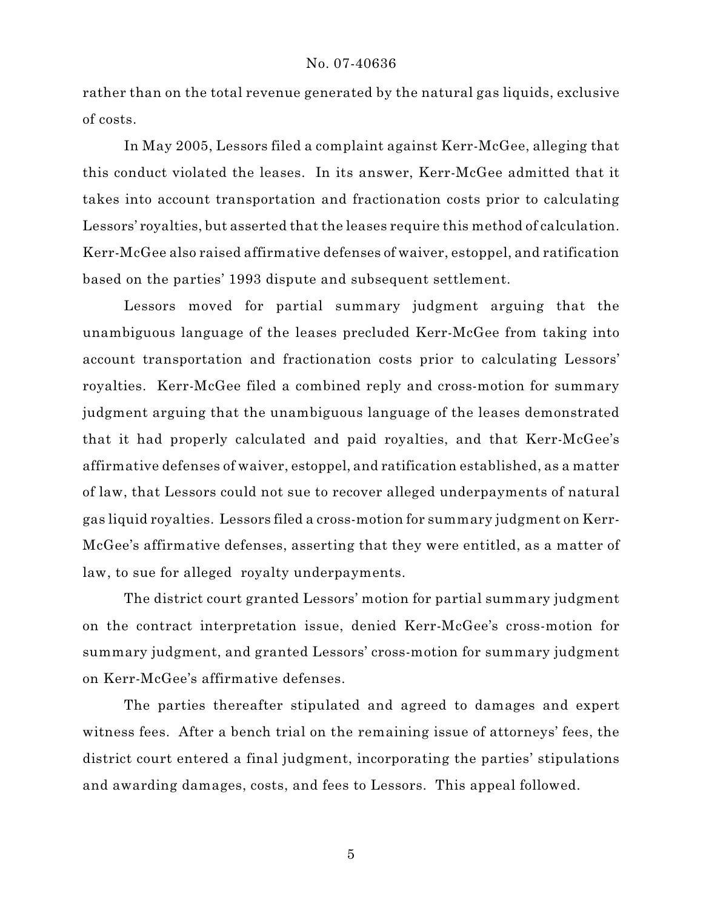rather than on the total revenue generated by the natural gas liquids, exclusive of costs.

In May 2005, Lessors filed a complaint against Kerr-McGee, alleging that this conduct violated the leases. In its answer, Kerr-McGee admitted that it takes into account transportation and fractionation costs prior to calculating Lessors' royalties, but asserted that the leases require this method of calculation. Kerr-McGee also raised affirmative defenses of waiver, estoppel, and ratification based on the parties' 1993 dispute and subsequent settlement.

Lessors moved for partial summary judgment arguing that the unambiguous language of the leases precluded Kerr-McGee from taking into account transportation and fractionation costs prior to calculating Lessors' royalties. Kerr-McGee filed a combined reply and cross-motion for summary judgment arguing that the unambiguous language of the leases demonstrated that it had properly calculated and paid royalties, and that Kerr-McGee's affirmative defenses of waiver, estoppel, and ratification established, as a matter of law, that Lessors could not sue to recover alleged underpayments of natural gas liquid royalties. Lessors filed a cross-motion for summary judgment on Kerr-McGee's affirmative defenses, asserting that they were entitled, as a matter of law, to sue for alleged royalty underpayments.

The district court granted Lessors' motion for partial summary judgment on the contract interpretation issue, denied Kerr-McGee's cross-motion for summary judgment, and granted Lessors' cross-motion for summary judgment on Kerr-McGee's affirmative defenses.

The parties thereafter stipulated and agreed to damages and expert witness fees. After a bench trial on the remaining issue of attorneys' fees, the district court entered a final judgment, incorporating the parties' stipulations and awarding damages, costs, and fees to Lessors. This appeal followed.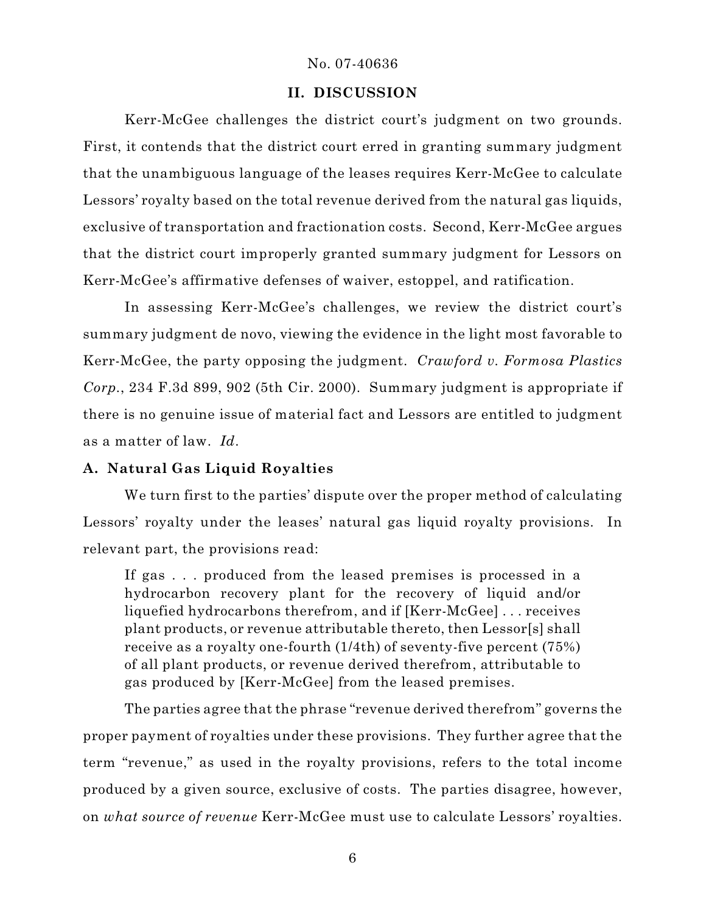## II. DISCUSSION

Kerr-McGee challenges the district court's judgment on two grounds. First, it contends that the district court erred in granting summary judgment that the unambiguous language of the leases requires Kerr-McGee to calculate Lessors' royalty based on the total revenue derived from the natural gas liquids, exclusive of transportation and fractionation costs. Second, Kerr-McGee argues that the district court improperly granted summary judgment for Lessors on Kerr-McGee's affirmative defenses of waiver, estoppel, and ratification.

In assessing Kerr-McGee's challenges, we review the district court's summary judgment de novo, viewing the evidence in the light most favorable to Kerr-McGee, the party opposing the judgment. *Crawford v. Formosa Plastics Corp.*, 234 F.3d 899, 902 (5th Cir. 2000). Summary judgment is appropriate if there is no genuine issue of material fact and Lessors are entitled to judgment as a matter of law. *Id.*

### A. Natural Gas Liquid Royalties

We turn first to the parties' dispute over the proper method of calculating Lessors' royalty under the leases' natural gas liquid royalty provisions. In relevant part, the provisions read:

> If gas . . . produced from the leased premises is processed in a hydrocarbon recovery plant for the recovery of liquid and/or liquefied hydrocarbons therefrom, and if [Kerr-McGee] . . . receives plant products, or revenue attributable thereto, then Lessor[s] shall receive as a royalty one-fourth (1/4th) of seventy-five percent (75%) of all plant products, or revenue derived therefrom, attributable to gas produced by [Kerr-McGee] from the leased premises.

The parties agree that the phrase "revenue derived therefrom" governs the proper payment of royalties under these provisions. They further agree that the term "revenue," as used in the royalty provisions, refers to the total income produced by a given source, exclusive of costs. The parties disagree, however, on *what source of revenue* Kerr-McGee must use to calculate Lessors' royalties.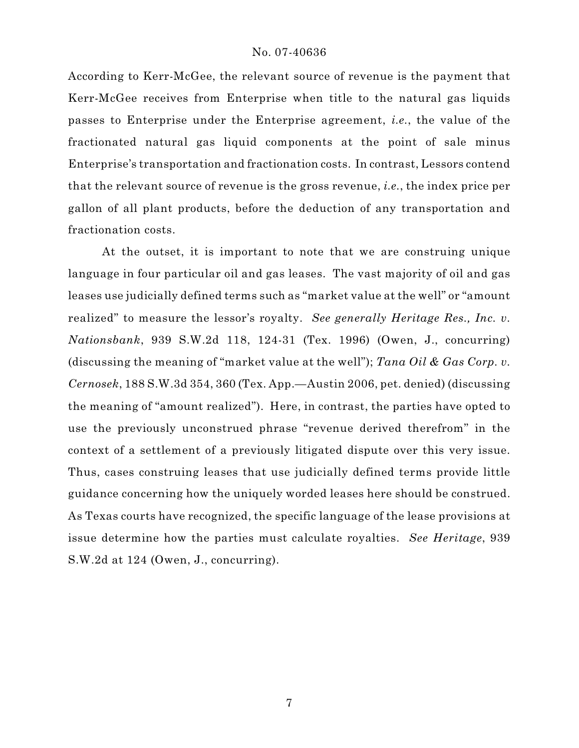According to Kerr-McGee, the relevant source of revenue is the payment that Kerr-McGee receives from Enterprise when title to the natural gas liquids passes to Enterprise under the Enterprise agreement, *i.e.*, the value of the fractionated natural gas liquid components at the point of sale minus Enterprise's transportation and fractionation costs. In contrast, Lessors contend that the relevant source of revenue is the gross revenue, *i.e.*, the index price per gallon of all plant products, before the deduction of any transportation and fractionation costs.

At the outset, it is important to note that we are construing unique language in four particular oil and gas leases. The vast majority of oil and gas leases use judicially defined terms such as "market value at the well" or "amount realized" to measure the lessor's royalty. *See generally Heritage Res., Inc. v. Nationsbank*, 939 S.W.2d 118, 124-31 (Tex. 1996) (Owen, J., concurring) (discussing the meaning of "market value at the well"); *Tana Oil & Gas Corp. v. Cernosek*, 188 S.W.3d 354, 360 (Tex. App.—Austin 2006, pet. denied) (discussing the meaning of "amount realized"). Here, in contrast, the parties have opted to use the previously unconstrued phrase "revenue derived therefrom" in the context of a settlement of a previously litigated dispute over this very issue. Thus, cases construing leases that use judicially defined terms provide little guidance concerning how the uniquely worded leases here should be construed. As Texas courts have recognized, the specific language of the lease provisions at issue determine how the parties must calculate royalties. *See Heritage*, 939 S.W.2d at 124 (Owen, J., concurring).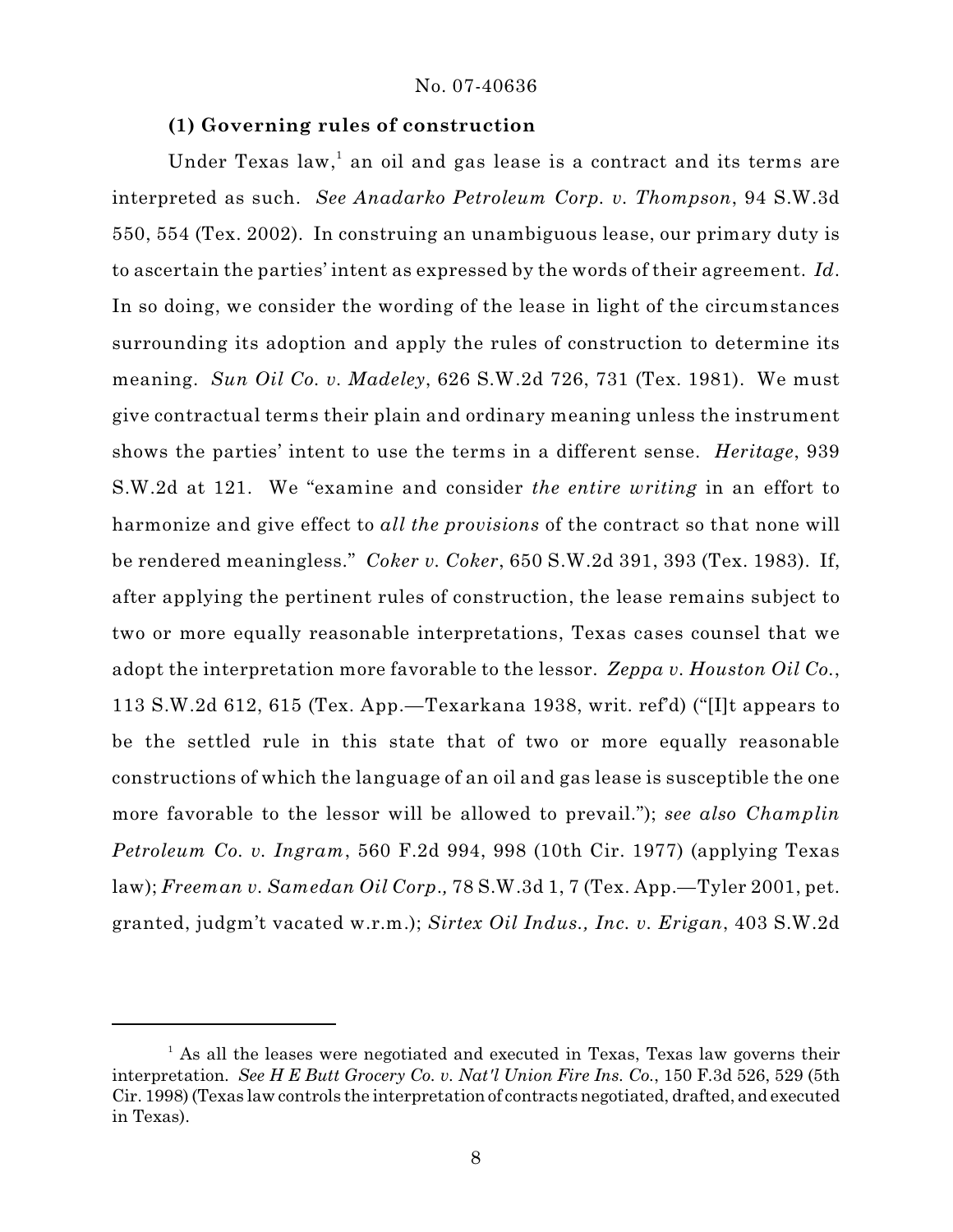### (1) Governing rules of construction

Under Texas law,[1] an oil and gas lease is a contract and its terms are interpreted as such. *See Anadarko Petroleum Corp. v. Thompson*, 94 S.W.3d 550, 554 (Tex. 2002). In construing an unambiguous lease, our primary duty is to ascertain the parties' intent as expressed by the words of their agreement. *Id.* In so doing, we consider the wording of the lease in light of the circumstances surrounding its adoption and apply the rules of construction to determine its meaning. *Sun Oil Co. v. Madeley*, 626 S.W.2d 726, 731 (Tex. 1981). We must give contractual terms their plain and ordinary meaning unless the instrument shows the parties' intent to use the terms in a different sense. *Heritage*, 939 S.W.2d at 121. We "examine and consider *the entire writing* in an effort to harmonize and give effect to *all the provisions* of the contract so that none will be rendered meaningless." *Coker v. Coker*, 650 S.W.2d 391, 393 (Tex. 1983). If, after applying the pertinent rules of construction, the lease remains subject to two or more equally reasonable interpretations, Texas cases counsel that we adopt the interpretation more favorable to the lessor. *Zeppa v. Houston Oil Co.*, 113 S.W.2d 612, 615 (Tex. App.—Texarkana 1938, writ. ref'd) ("[I]t appears to be the settled rule in this state that of two or more equally reasonable constructions of which the language of an oil and gas lease is susceptible the one more favorable to the lessor will be allowed to prevail."); *see also Champlin Petroleum Co. v. Ingram*, 560 F.2d 994, 998 (10th Cir. 1977) (applying Texas law); *Freeman v. Samedan Oil Corp.,* 78 S.W.3d 1, 7 (Tex. App.—Tyler 2001, pet. granted, judgm't vacated w.r.m.); *Sirtex Oil Indus., Inc. v. Erigan*, 403 S.W.2d

---

[1] As all the leases were negotiated and executed in Texas, Texas law governs their interpretation. *See H E Butt Grocery Co. v. Nat'l Union Fire Ins. Co.*, 150 F.3d 526, 529 (5th Cir. 1998) (Texas law controls the interpretation of contracts negotiated, drafted, and executed in Texas).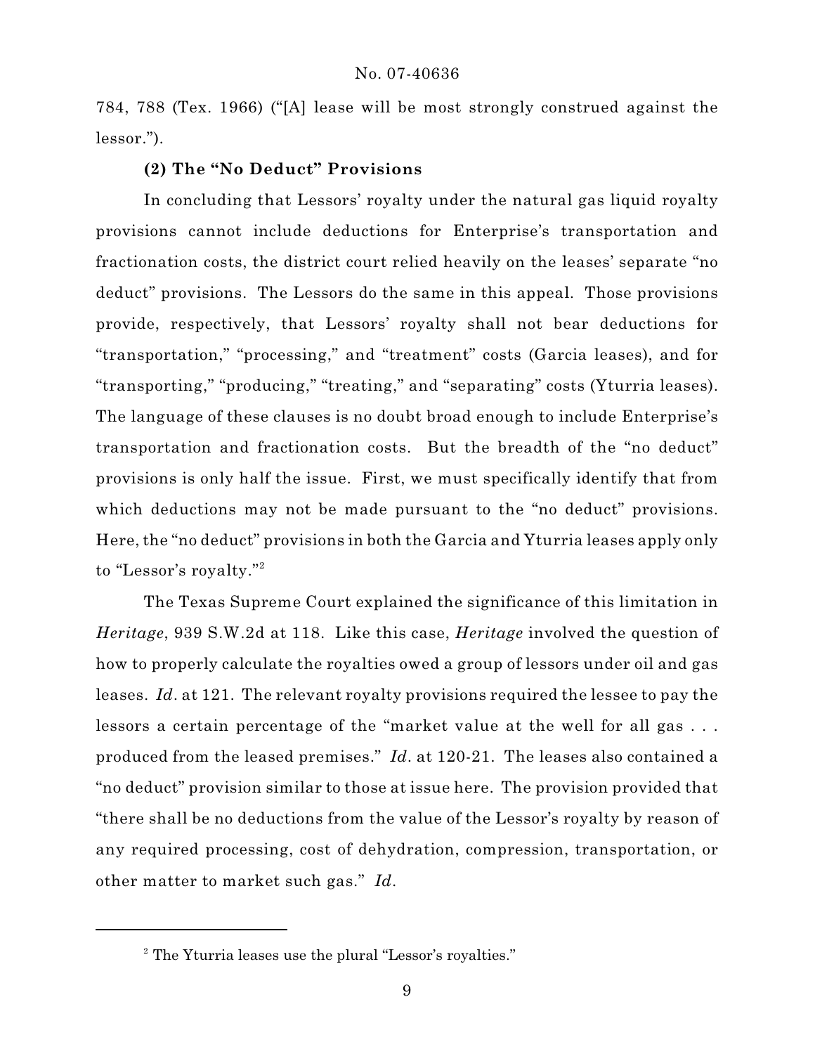784, 788 (Tex. 1966) ("[A] lease will be most strongly construed against the lessor.").

**(2) The "No Deduct" Provisions**

In concluding that Lessors' royalty under the natural gas liquid royalty provisions cannot include deductions for Enterprise's transportation and fractionation costs, the district court relied heavily on the leases' separate "no deduct" provisions. The Lessors do the same in this appeal. Those provisions provide, respectively, that Lessors' royalty shall not bear deductions for "transportation," "processing," and "treatment" costs (Garcia leases), and for "transporting," "producing," "treating," and "separating" costs (Yturria leases). The language of these clauses is no doubt broad enough to include Enterprise's transportation and fractionation costs. But the breadth of the "no deduct" provisions is only half the issue. First, we must specifically identify that from which deductions may not be made pursuant to the "no deduct" provisions. Here, the "no deduct" provisions in both the Garcia and Yturria leases apply only to "Lessor's royalty."[2]

The Texas Supreme Court explained the significance of this limitation in *Heritage*, 939 S.W.2d at 118. Like this case, *Heritage* involved the question of how to properly calculate the royalties owed a group of lessors under oil and gas leases. *Id*. at 121. The relevant royalty provisions required the lessee to pay the lessors a certain percentage of the "market value at the well for all gas . . . produced from the leased premises." *Id*. at 120-21. The leases also contained a "no deduct" provision similar to those at issue here. The provision provided that "there shall be no deductions from the value of the Lessor's royalty by reason of any required processing, cost of dehydration, compression, transportation, or other matter to market such gas." *Id*.

[2] The Yturria leases use the plural "Lessor's royalties."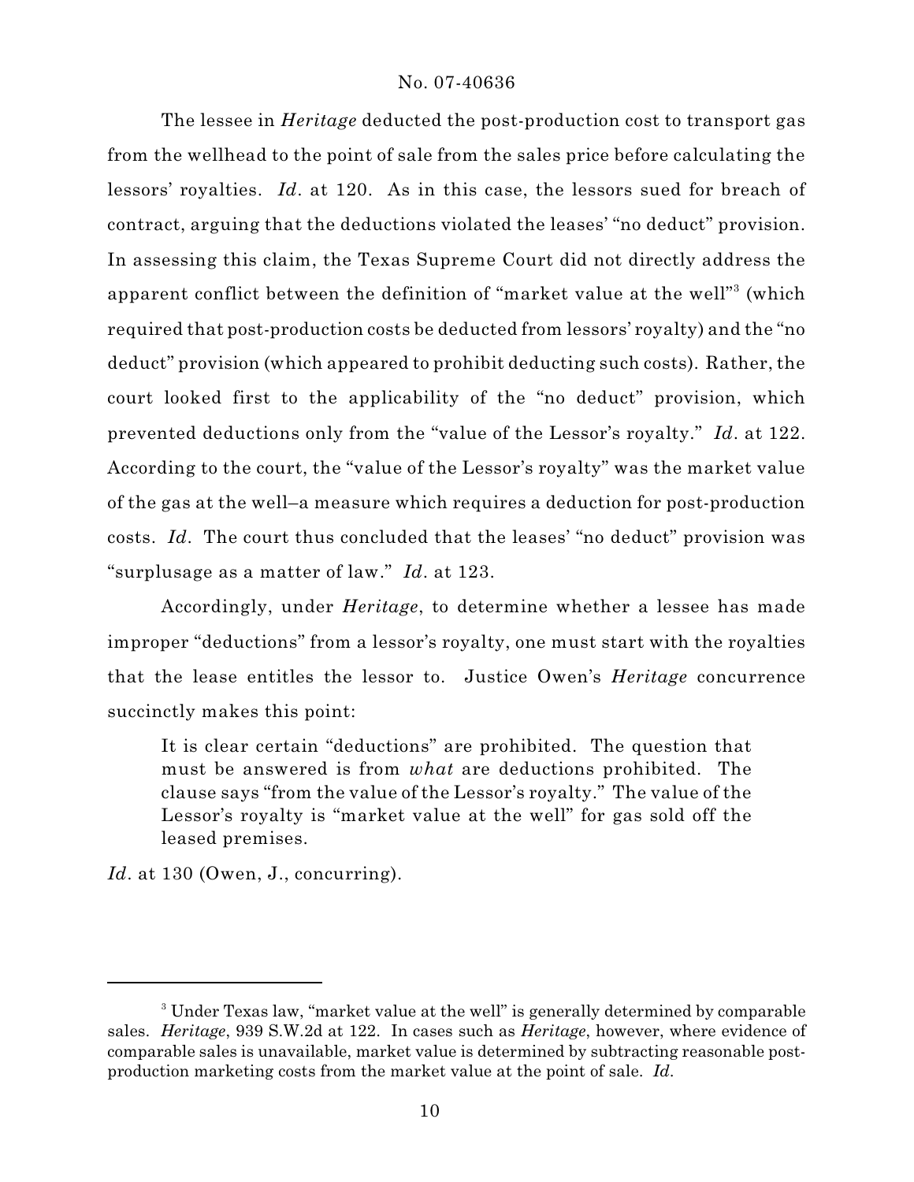The lessee in *Heritage* deducted the post-production cost to transport gas from the wellhead to the point of sale from the sales price before calculating the lessors' royalties. *Id*. at 120. As in this case, the lessors sued for breach of contract, arguing that the deductions violated the leases' "no deduct" provision. In assessing this claim, the Texas Supreme Court did not directly address the apparent conflict between the definition of "market value at the well"[3] (which required that post-production costs be deducted from lessors' royalty) and the "no deduct" provision (which appeared to prohibit deducting such costs). Rather, the court looked first to the applicability of the "no deduct" provision, which prevented deductions only from the "value of the Lessor's royalty." *Id*. at 122. According to the court, the "value of the Lessor's royalty" was the market value of the gas at the well–a measure which requires a deduction for post-production costs. *Id*. The court thus concluded that the leases' "no deduct" provision was "surplusage as a matter of law." *Id*. at 123.

Accordingly, under *Heritage*, to determine whether a lessee has made improper "deductions" from a lessor's royalty, one must start with the royalties that the lease entitles the lessor to. Justice Owen's *Heritage* concurrence succinctly makes this point:

> It is clear certain "deductions" are prohibited. The question that must be answered is from *what* are deductions prohibited. The clause says "from the value of the Lessor's royalty." The value of the Lessor's royalty is "market value at the well" for gas sold off the leased premises.

*Id*. at 130 (Owen, J., concurring).

---

[3] Under Texas law, "market value at the well" is generally determined by comparable sales. *Heritage*, 939 S.W.2d at 122. In cases such as *Heritage*, however, where evidence of comparable sales is unavailable, market value is determined by subtracting reasonable post-production marketing costs from the market value at the point of sale. *Id*.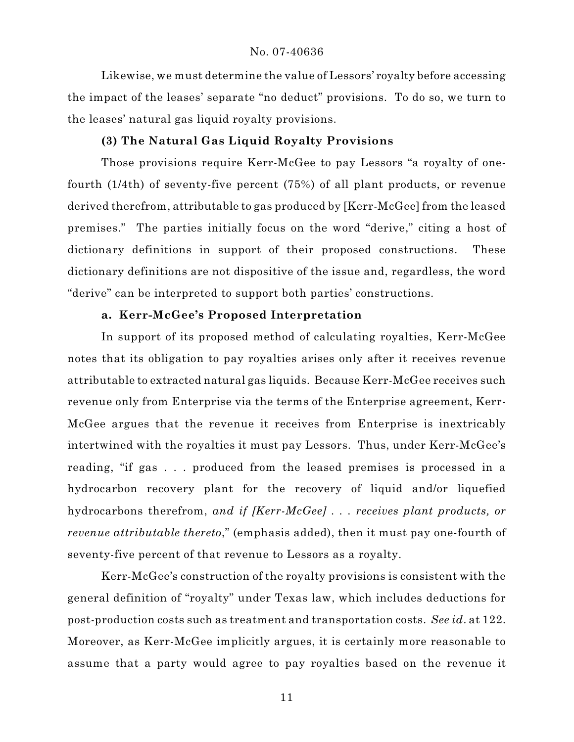Likewise, we must determine the value of Lessors' royalty before accessing the impact of the leases' separate "no deduct" provisions. To do so, we turn to the leases' natural gas liquid royalty provisions.

### (3) The Natural Gas Liquid Royalty Provisions

Those provisions require Kerr-McGee to pay Lessors "a royalty of one-fourth (1/4th) of seventy-five percent (75%) of all plant products, or revenue derived therefrom, attributable to gas produced by [Kerr-McGee] from the leased premises." The parties initially focus on the word "derive," citing a host of dictionary definitions in support of their proposed constructions. These dictionary definitions are not dispositive of the issue and, regardless, the word "derive" can be interpreted to support both parties' constructions.

#### a. Kerr-McGee's Proposed Interpretation

In support of its proposed method of calculating royalties, Kerr-McGee notes that its obligation to pay royalties arises only after it receives revenue attributable to extracted natural gas liquids. Because Kerr-McGee receives such revenue only from Enterprise via the terms of the Enterprise agreement, Kerr-McGee argues that the revenue it receives from Enterprise is inextricably intertwined with the royalties it must pay Lessors. Thus, under Kerr-McGee's reading, "if gas . . . produced from the leased premises is processed in a hydrocarbon recovery plant for the recovery of liquid and/or liquefied hydrocarbons therefrom, *and if [Kerr-McGee] . . . receives plant products, or revenue attributable thereto*," (emphasis added), then it must pay one-fourth of seventy-five percent of that revenue to Lessors as a royalty.

Kerr-McGee's construction of the royalty provisions is consistent with the general definition of "royalty" under Texas law, which includes deductions for post-production costs such as treatment and transportation costs. *See id.* at 122. Moreover, as Kerr-McGee implicitly argues, it is certainly more reasonable to assume that a party would agree to pay royalties based on the revenue it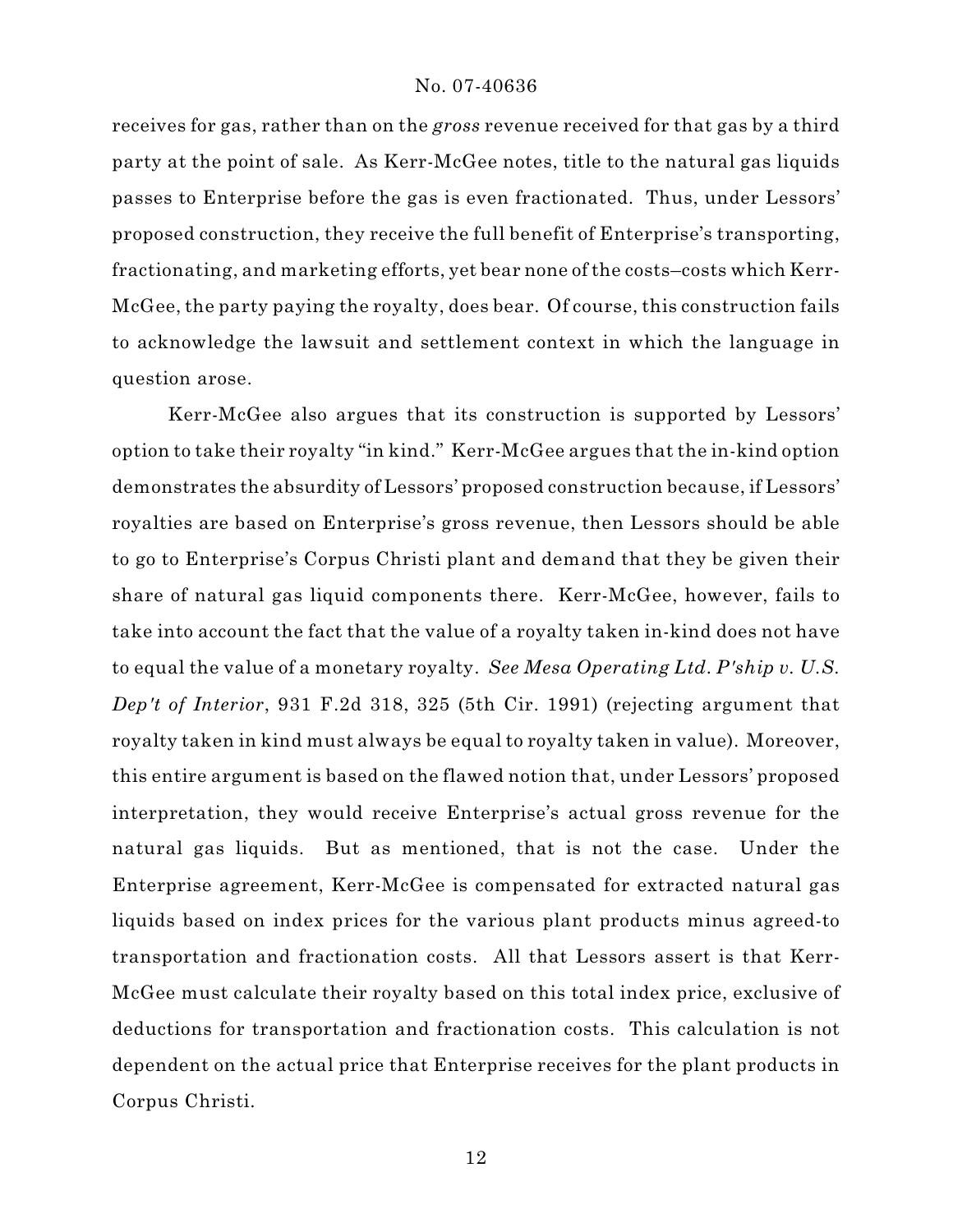receives for gas, rather than on the *gross* revenue received for that gas by a third party at the point of sale. As Kerr-McGee notes, title to the natural gas liquids passes to Enterprise before the gas is even fractionated. Thus, under Lessors' proposed construction, they receive the full benefit of Enterprise's transporting, fractionating, and marketing efforts, yet bear none of the costs–costs which Kerr-McGee, the party paying the royalty, does bear. Of course, this construction fails to acknowledge the lawsuit and settlement context in which the language in question arose.

Kerr-McGee also argues that its construction is supported by Lessors' option to take their royalty "in kind." Kerr-McGee argues that the in-kind option demonstrates the absurdity of Lessors' proposed construction because, if Lessors' royalties are based on Enterprise's gross revenue, then Lessors should be able to go to Enterprise's Corpus Christi plant and demand that they be given their share of natural gas liquid components there. Kerr-McGee, however, fails to take into account the fact that the value of a royalty taken in-kind does not have to equal the value of a monetary royalty. *See Mesa Operating Ltd. P'ship v. U.S. Dep't of Interior*, 931 F.2d 318, 325 (5th Cir. 1991) (rejecting argument that royalty taken in kind must always be equal to royalty taken in value). Moreover, this entire argument is based on the flawed notion that, under Lessors' proposed interpretation, they would receive Enterprise's actual gross revenue for the natural gas liquids. But as mentioned, that is not the case. Under the Enterprise agreement, Kerr-McGee is compensated for extracted natural gas liquids based on index prices for the various plant products minus agreed-to transportation and fractionation costs. All that Lessors assert is that Kerr-McGee must calculate their royalty based on this total index price, exclusive of deductions for transportation and fractionation costs. This calculation is not dependent on the actual price that Enterprise receives for the plant products in Corpus Christi.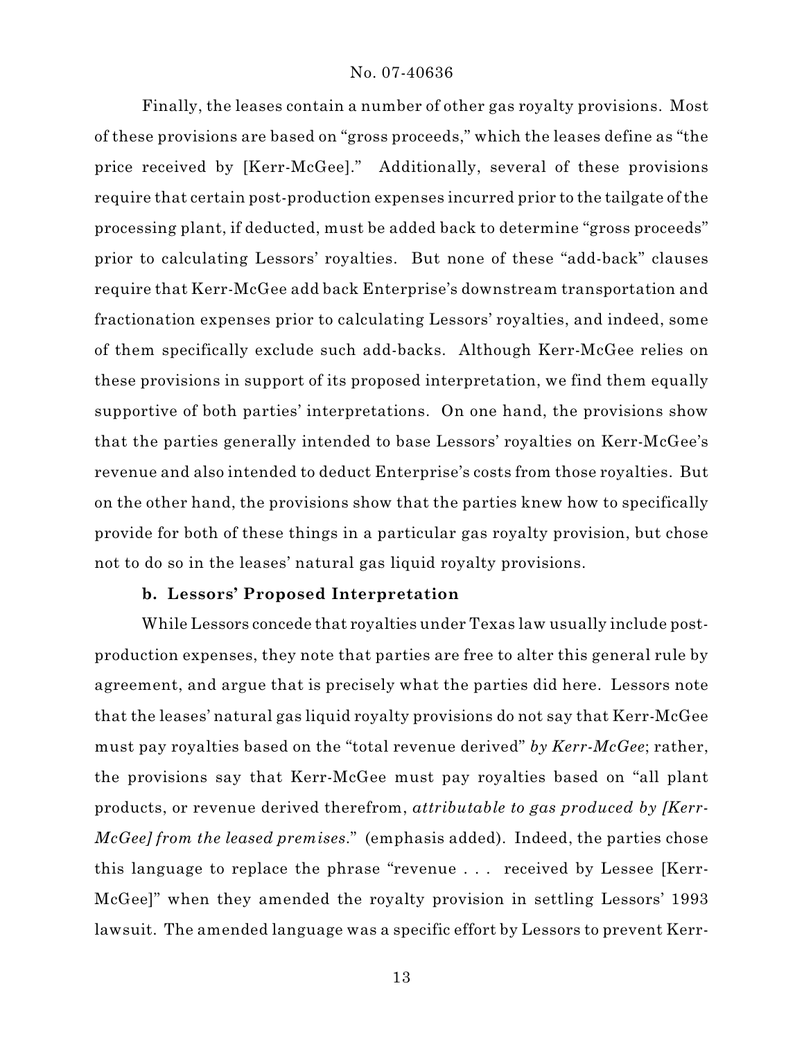Finally, the leases contain a number of other gas royalty provisions. Most of these provisions are based on "gross proceeds," which the leases define as "the price received by [Kerr-McGee]." Additionally, several of these provisions require that certain post-production expenses incurred prior to the tailgate of the processing plant, if deducted, must be added back to determine "gross proceeds" prior to calculating Lessors' royalties. But none of these "add-back" clauses require that Kerr-McGee add back Enterprise's downstream transportation and fractionation expenses prior to calculating Lessors' royalties, and indeed, some of them specifically exclude such add-backs. Although Kerr-McGee relies on these provisions in support of its proposed interpretation, we find them equally supportive of both parties' interpretations. On one hand, the provisions show that the parties generally intended to base Lessors' royalties on Kerr-McGee's revenue and also intended to deduct Enterprise's costs from those royalties. But on the other hand, the provisions show that the parties knew how to specifically provide for both of these things in a particular gas royalty provision, but chose not to do so in the leases' natural gas liquid royalty provisions.

### b. Lessors' Proposed Interpretation

While Lessors concede that royalties under Texas law usually include post-production expenses, they note that parties are free to alter this general rule by agreement, and argue that is precisely what the parties did here. Lessors note that the leases' natural gas liquid royalty provisions do not say that Kerr-McGee must pay royalties based on the "total revenue derived" *by Kerr-McGee*; rather, the provisions say that Kerr-McGee must pay royalties based on "all plant products, or revenue derived therefrom, *attributable to gas produced by [Kerr-McGee] from the leased premises*." (emphasis added). Indeed, the parties chose this language to replace the phrase "revenue . . . received by Lessee [Kerr-McGee]" when they amended the royalty provision in settling Lessors' 1993 lawsuit. The amended language was a specific effort by Lessors to prevent Kerr-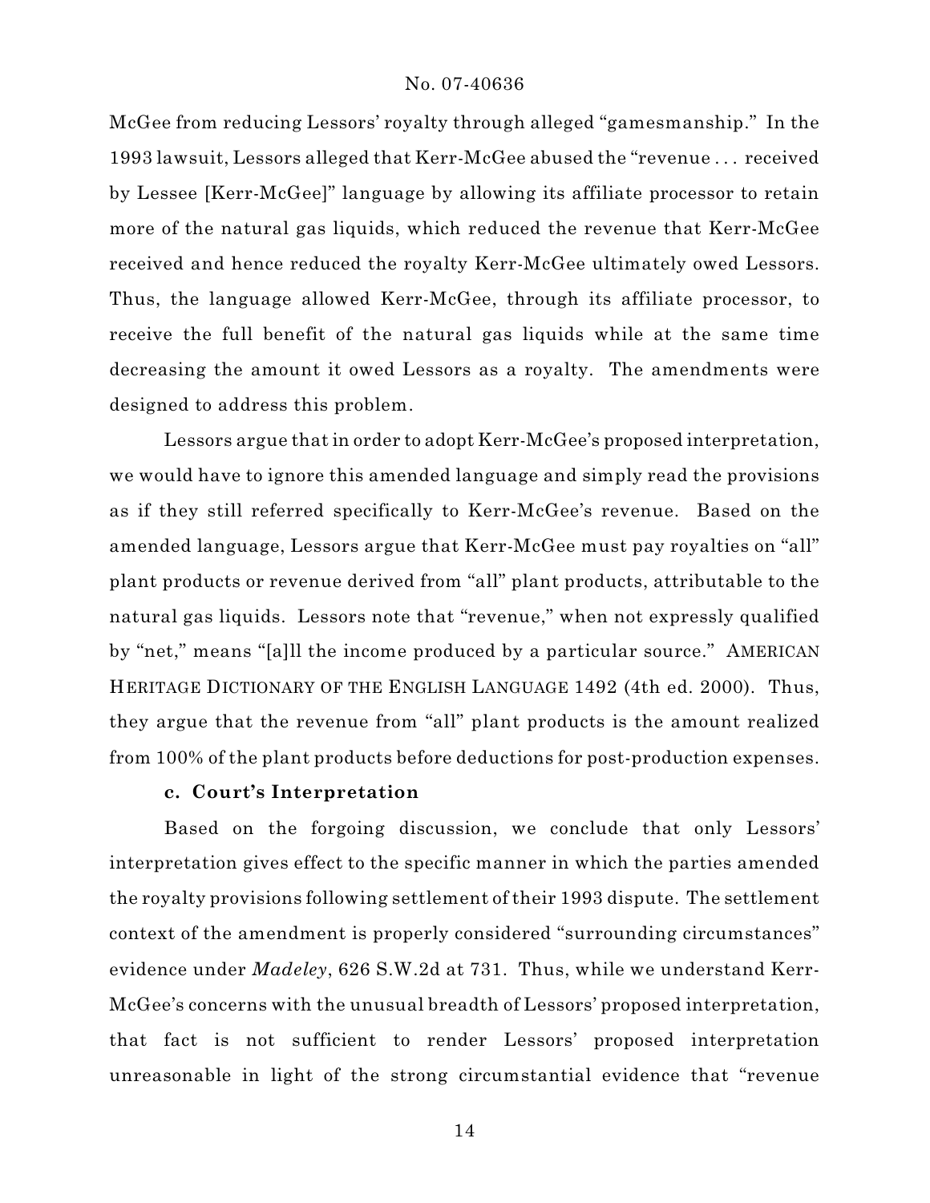McGee from reducing Lessors' royalty through alleged "gamesmanship." In the 1993 lawsuit, Lessors alleged that Kerr-McGee abused the "revenue . . . received by Lessee [Kerr-McGee]" language by allowing its affiliate processor to retain more of the natural gas liquids, which reduced the revenue that Kerr-McGee received and hence reduced the royalty Kerr-McGee ultimately owed Lessors. Thus, the language allowed Kerr-McGee, through its affiliate processor, to receive the full benefit of the natural gas liquids while at the same time decreasing the amount it owed Lessors as a royalty. The amendments were designed to address this problem.

Lessors argue that in order to adopt Kerr-McGee's proposed interpretation, we would have to ignore this amended language and simply read the provisions as if they still referred specifically to Kerr-McGee's revenue. Based on the amended language, Lessors argue that Kerr-McGee must pay royalties on "all" plant products or revenue derived from "all" plant products, attributable to the natural gas liquids. Lessors note that "revenue," when not expressly qualified by "net," means "[a]ll the income produced by a particular source." AMERICAN HERITAGE DICTIONARY OF THE ENGLISH LANGUAGE 1492 (4th ed. 2000). Thus, they argue that the revenue from "all" plant products is the amount realized from 100% of the plant products before deductions for post-production expenses.

**c. Court's Interpretation**

Based on the forgoing discussion, we conclude that only Lessors' interpretation gives effect to the specific manner in which the parties amended the royalty provisions following settlement of their 1993 dispute. The settlement context of the amendment is properly considered "surrounding circumstances" evidence under *Madeley*, 626 S.W.2d at 731. Thus, while we understand Kerr-McGee's concerns with the unusual breadth of Lessors' proposed interpretation, that fact is not sufficient to render Lessors' proposed interpretation unreasonable in light of the strong circumstantial evidence that "revenue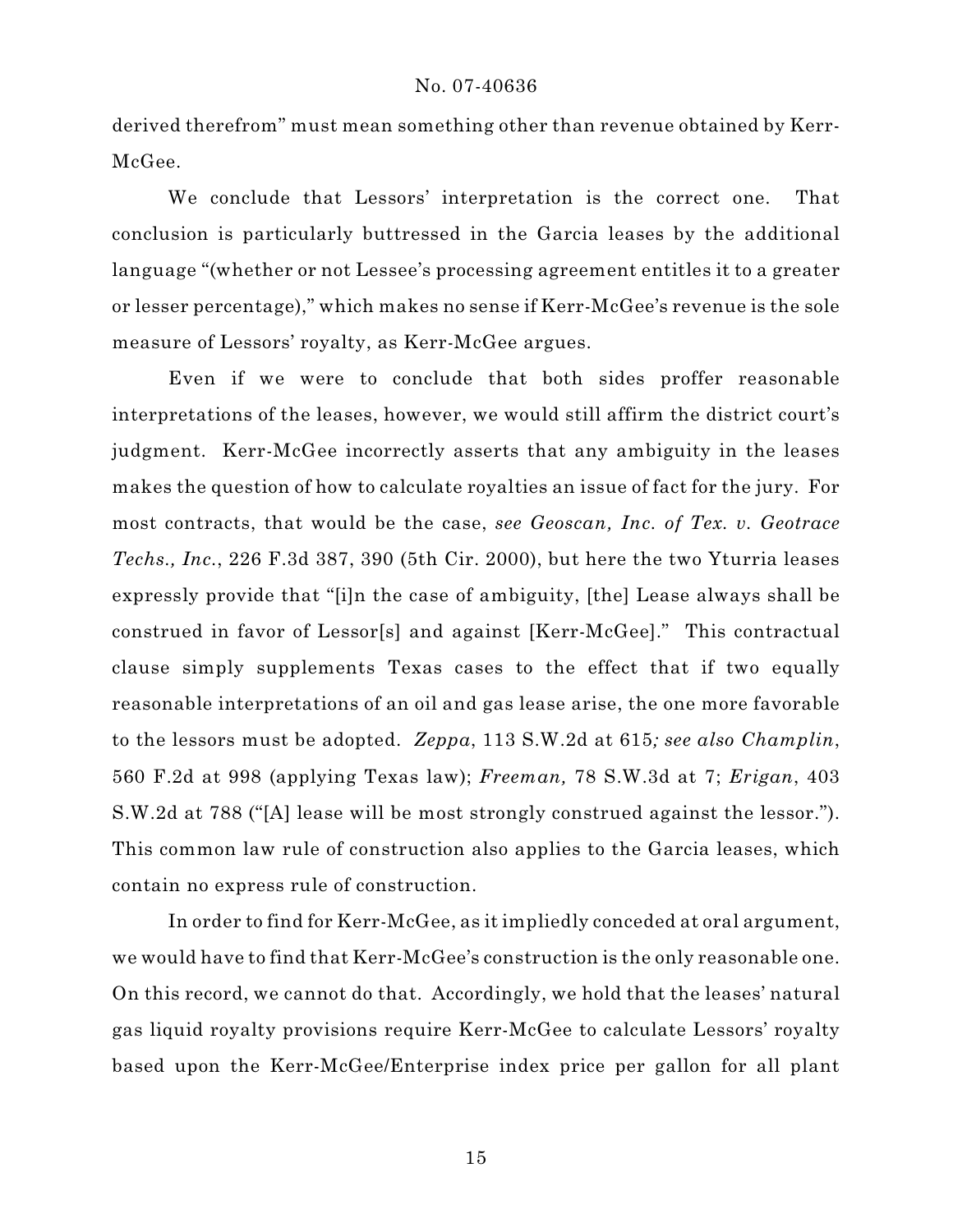derived therefrom" must mean something other than revenue obtained by Kerr-McGee.

We conclude that Lessors' interpretation is the correct one. That conclusion is particularly buttressed in the Garcia leases by the additional language "(whether or not Lessee's processing agreement entitles it to a greater or lesser percentage)," which makes no sense if Kerr-McGee's revenue is the sole measure of Lessors' royalty, as Kerr-McGee argues.

Even if we were to conclude that both sides proffer reasonable interpretations of the leases, however, we would still affirm the district court's judgment. Kerr-McGee incorrectly asserts that any ambiguity in the leases makes the question of how to calculate royalties an issue of fact for the jury. For most contracts, that would be the case, *see Geoscan, Inc. of Tex. v. Geotrace Techs., Inc.*, 226 F.3d 387, 390 (5th Cir. 2000), but here the two Yturria leases expressly provide that "[i]n the case of ambiguity, [the] Lease always shall be construed in favor of Lessor[s] and against [Kerr-McGee]." This contractual clause simply supplements Texas cases to the effect that if two equally reasonable interpretations of an oil and gas lease arise, the one more favorable to the lessors must be adopted. *Zeppa*, 113 S.W.2d at 615*; see also Champlin*, 560 F.2d at 998 (applying Texas law); *Freeman,* 78 S.W.3d at 7; *Erigan*, 403 S.W.2d at 788 ("[A] lease will be most strongly construed against the lessor."). This common law rule of construction also applies to the Garcia leases, which contain no express rule of construction.

In order to find for Kerr-McGee, as it impliedly conceded at oral argument, we would have to find that Kerr-McGee's construction is the only reasonable one. On this record, we cannot do that. Accordingly, we hold that the leases' natural gas liquid royalty provisions require Kerr-McGee to calculate Lessors' royalty based upon the Kerr-McGee/Enterprise index price per gallon for all plant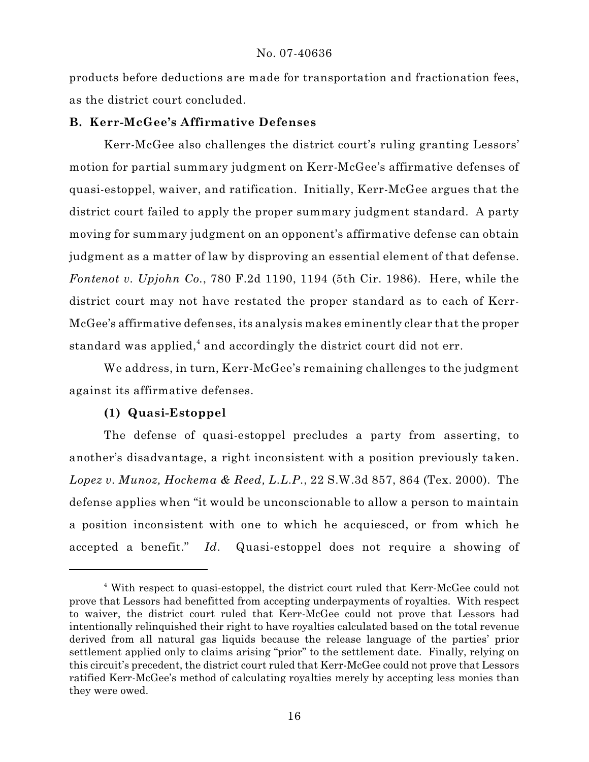products before deductions are made for transportation and fractionation fees, as the district court concluded.

### B. Kerr-McGee's Affirmative Defenses

Kerr-McGee also challenges the district court's ruling granting Lessors' motion for partial summary judgment on Kerr-McGee's affirmative defenses of quasi-estoppel, waiver, and ratification. Initially, Kerr-McGee argues that the district court failed to apply the proper summary judgment standard. A party moving for summary judgment on an opponent's affirmative defense can obtain judgment as a matter of law by disproving an essential element of that defense. *Fontenot v. Upjohn Co.*, 780 F.2d 1190, 1194 (5th Cir. 1986). Here, while the district court may not have restated the proper standard as to each of Kerr-McGee's affirmative defenses, its analysis makes eminently clear that the proper standard was applied,[4] and accordingly the district court did not err.

We address, in turn, Kerr-McGee's remaining challenges to the judgment against its affirmative defenses.

#### (1) Quasi-Estoppel

The defense of quasi-estoppel precludes a party from asserting, to another's disadvantage, a right inconsistent with a position previously taken. *Lopez v. Munoz, Hockema & Reed, L.L.P.*, 22 S.W.3d 857, 864 (Tex. 2000). The defense applies when "it would be unconscionable to allow a person to maintain a position inconsistent with one to which he acquiesced, or from which he accepted a benefit." *Id.* Quasi-estoppel does not require a showing of

---

[4] With respect to quasi-estoppel, the district court ruled that Kerr-McGee could not prove that Lessors had benefitted from accepting underpayments of royalties. With respect to waiver, the district court ruled that Kerr-McGee could not prove that Lessors had intentionally relinquished their right to have royalties calculated based on the total revenue derived from all natural gas liquids because the release language of the parties' prior settlement applied only to claims arising "prior" to the settlement date. Finally, relying on this circuit's precedent, the district court ruled that Kerr-McGee could not prove that Lessors ratified Kerr-McGee's method of calculating royalties merely by accepting less monies than they were owed.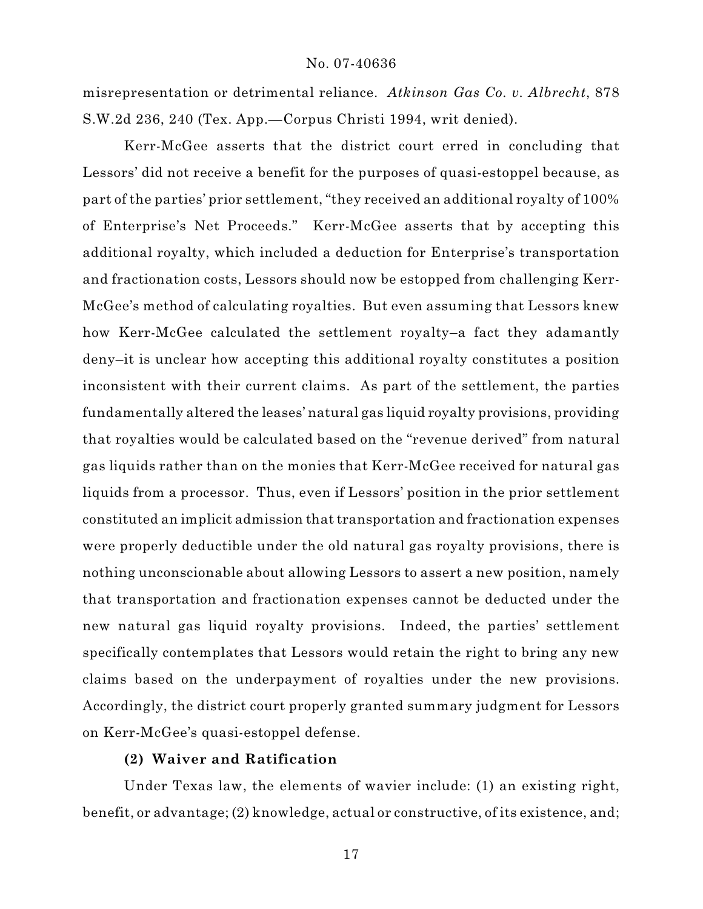misrepresentation or detrimental reliance. *Atkinson Gas Co. v. Albrecht*, 878 S.W.2d 236, 240 (Tex. App.—Corpus Christi 1994, writ denied).

Kerr-McGee asserts that the district court erred in concluding that Lessors' did not receive a benefit for the purposes of quasi-estoppel because, as part of the parties' prior settlement, "they received an additional royalty of 100% of Enterprise's Net Proceeds." Kerr-McGee asserts that by accepting this additional royalty, which included a deduction for Enterprise's transportation and fractionation costs, Lessors should now be estopped from challenging Kerr-McGee's method of calculating royalties. But even assuming that Lessors knew how Kerr-McGee calculated the settlement royalty–a fact they adamantly deny–it is unclear how accepting this additional royalty constitutes a position inconsistent with their current claims. As part of the settlement, the parties fundamentally altered the leases' natural gas liquid royalty provisions, providing that royalties would be calculated based on the "revenue derived" from natural gas liquids rather than on the monies that Kerr-McGee received for natural gas liquids from a processor. Thus, even if Lessors' position in the prior settlement constituted an implicit admission that transportation and fractionation expenses were properly deductible under the old natural gas royalty provisions, there is nothing unconscionable about allowing Lessors to assert a new position, namely that transportation and fractionation expenses cannot be deducted under the new natural gas liquid royalty provisions. Indeed, the parties' settlement specifically contemplates that Lessors would retain the right to bring any new claims based on the underpayment of royalties under the new provisions. Accordingly, the district court properly granted summary judgment for Lessors on Kerr-McGee's quasi-estoppel defense.

**(2) Waiver and Ratification**

Under Texas law, the elements of wavier include: (1) an existing right, benefit, or advantage; (2) knowledge, actual or constructive, of its existence, and;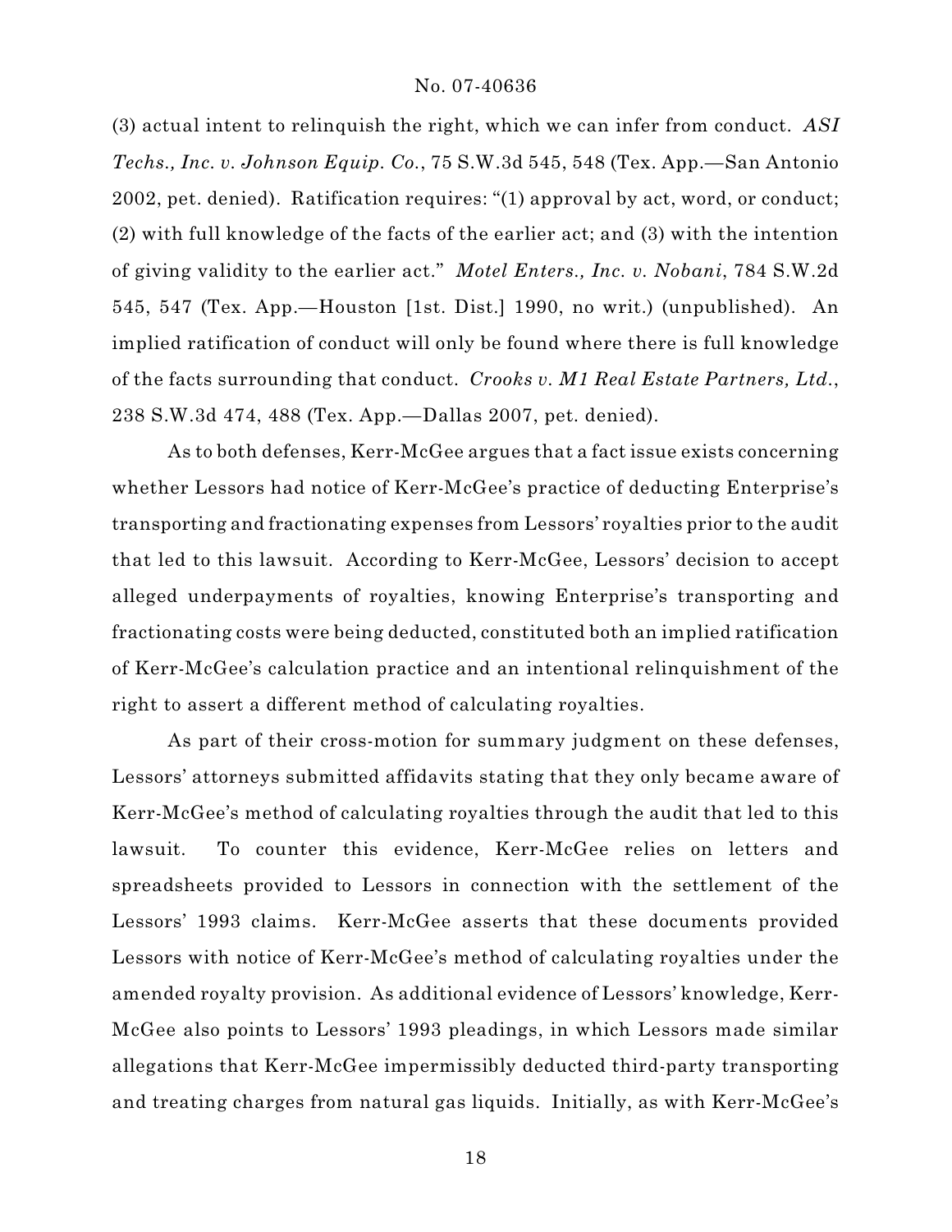(3) actual intent to relinquish the right, which we can infer from conduct. *ASI Techs., Inc. v. Johnson Equip. Co.*, 75 S.W.3d 545, 548 (Tex. App.—San Antonio 2002, pet. denied). Ratification requires: "(1) approval by act, word, or conduct; (2) with full knowledge of the facts of the earlier act; and (3) with the intention of giving validity to the earlier act." *Motel Enters., Inc. v. Nobani*, 784 S.W.2d 545, 547 (Tex. App.—Houston [1st. Dist.] 1990, no writ.) (unpublished). An implied ratification of conduct will only be found where there is full knowledge of the facts surrounding that conduct. *Crooks v. M1 Real Estate Partners, Ltd.*, 238 S.W.3d 474, 488 (Tex. App.—Dallas 2007, pet. denied).

As to both defenses, Kerr-McGee argues that a fact issue exists concerning whether Lessors had notice of Kerr-McGee's practice of deducting Enterprise's transporting and fractionating expenses from Lessors' royalties prior to the audit that led to this lawsuit. According to Kerr-McGee, Lessors' decision to accept alleged underpayments of royalties, knowing Enterprise's transporting and fractionating costs were being deducted, constituted both an implied ratification of Kerr-McGee's calculation practice and an intentional relinquishment of the right to assert a different method of calculating royalties.

As part of their cross-motion for summary judgment on these defenses, Lessors' attorneys submitted affidavits stating that they only became aware of Kerr-McGee's method of calculating royalties through the audit that led to this lawsuit. To counter this evidence, Kerr-McGee relies on letters and spreadsheets provided to Lessors in connection with the settlement of the Lessors' 1993 claims. Kerr-McGee asserts that these documents provided Lessors with notice of Kerr-McGee's method of calculating royalties under the amended royalty provision. As additional evidence of Lessors' knowledge, Kerr-McGee also points to Lessors' 1993 pleadings, in which Lessors made similar allegations that Kerr-McGee impermissibly deducted third-party transporting and treating charges from natural gas liquids. Initially, as with Kerr-McGee's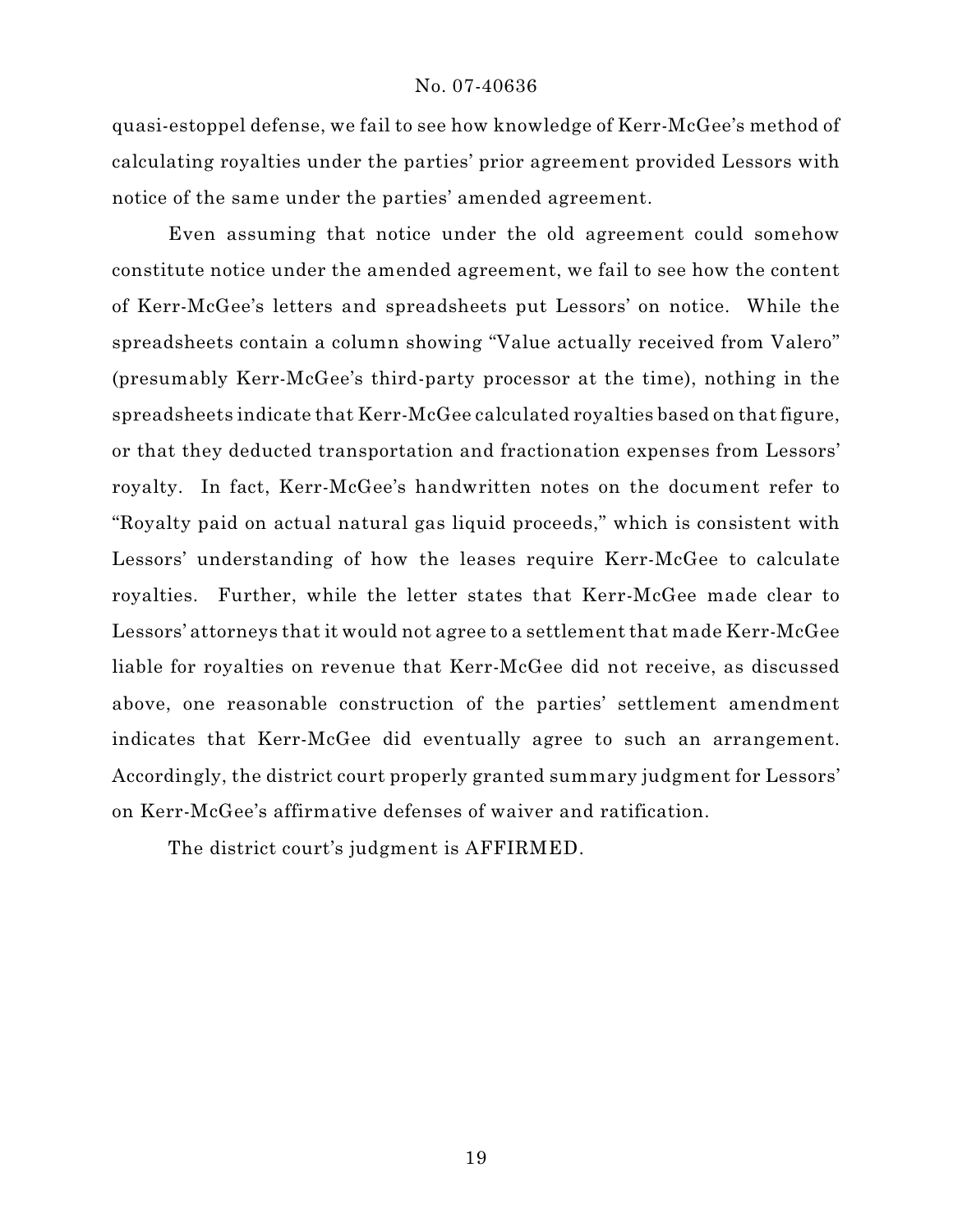quasi-estoppel defense, we fail to see how knowledge of Kerr-McGee's method of calculating royalties under the parties' prior agreement provided Lessors with notice of the same under the parties' amended agreement.

Even assuming that notice under the old agreement could somehow constitute notice under the amended agreement, we fail to see how the content of Kerr-McGee's letters and spreadsheets put Lessors' on notice. While the spreadsheets contain a column showing "Value actually received from Valero" (presumably Kerr-McGee's third-party processor at the time), nothing in the spreadsheets indicate that Kerr-McGee calculated royalties based on that figure, or that they deducted transportation and fractionation expenses from Lessors' royalty. In fact, Kerr-McGee's handwritten notes on the document refer to "Royalty paid on actual natural gas liquid proceeds," which is consistent with Lessors' understanding of how the leases require Kerr-McGee to calculate royalties. Further, while the letter states that Kerr-McGee made clear to Lessors' attorneys that it would not agree to a settlement that made Kerr-McGee liable for royalties on revenue that Kerr-McGee did not receive, as discussed above, one reasonable construction of the parties' settlement amendment indicates that Kerr-McGee did eventually agree to such an arrangement. Accordingly, the district court properly granted summary judgment for Lessors' on Kerr-McGee's affirmative defenses of waiver and ratification.

The district court's judgment is AFFIRMED.